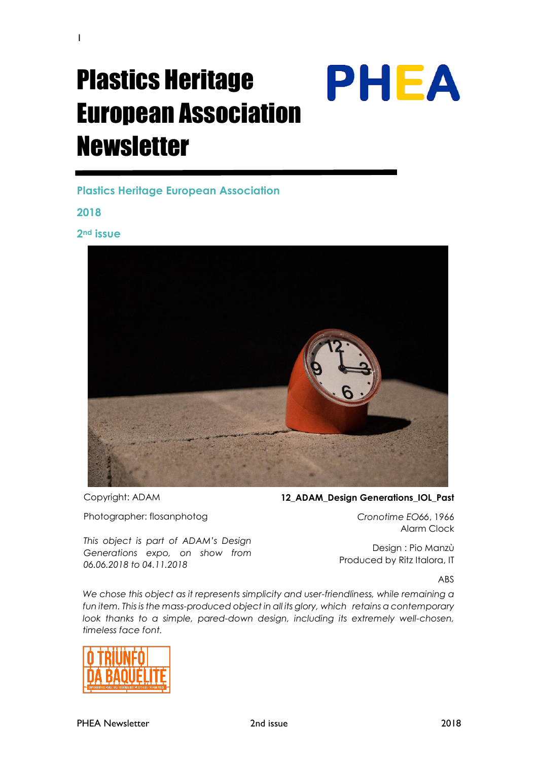# Plastics Heritage European Association Newsletter

PHEA

**Plastics Heritage European Association**

**2018**

**2nd issue**

Copyright: ADAM

Photographer: flosanphotog

*This object is part of ADAM's Design Generations expo, on show from 06.06.2018 to 04.11.2018*

**12_ADAM_Design Generations_IOL_Past**

*Cronotime EO66*, 1966
Alarm Clock

Design : Pio Manzù
Produced by Ritz Italora, IT

ABS

*We chose this object as it represents simplicity and user-friendliness, while remaining a fun item. This is the mass-produced object in all its glory, which retains a contemporary look thanks to a simple, pared-down design, including its extremely well-chosen, timeless face font.*

O TRIUNFO DA BAQUELITE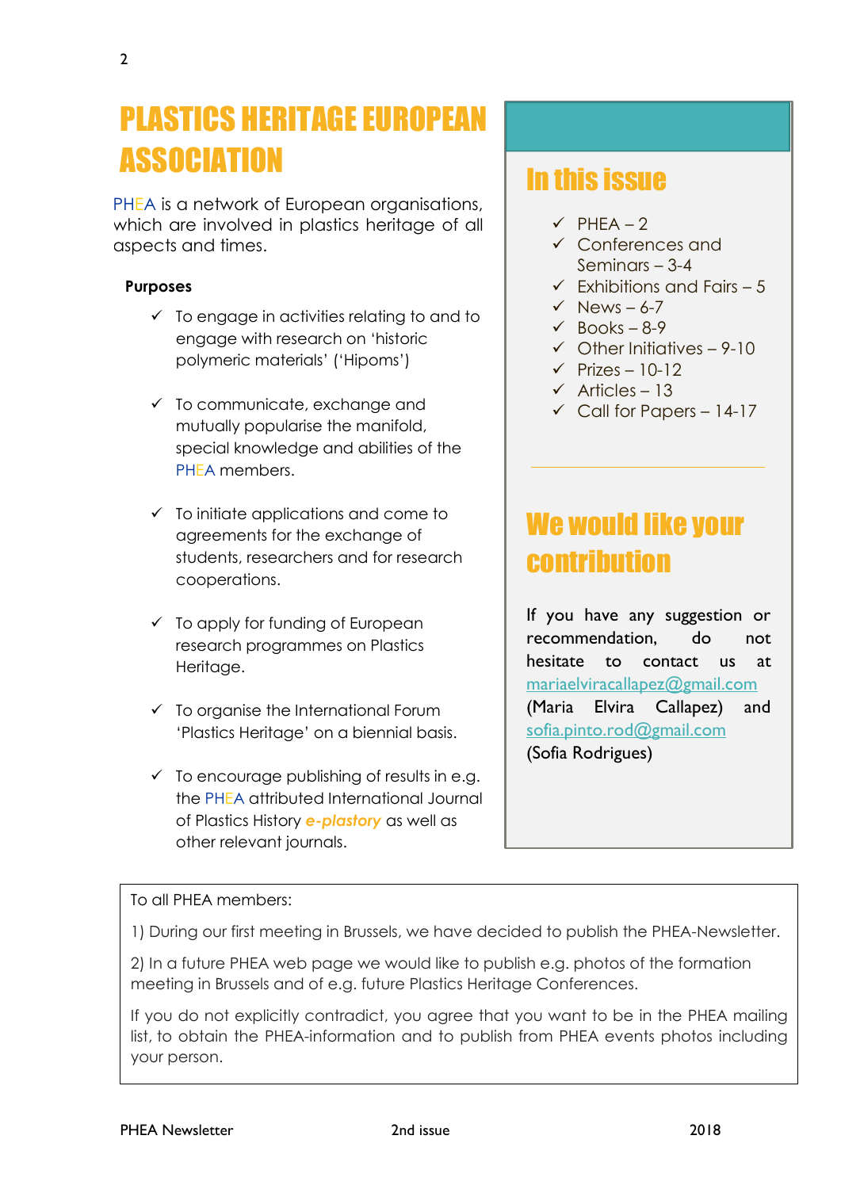# PLASTICS HERITAGE EUROPEAN ASSOCIATION

PHEA is a network of European organisations, which are involved in plastics heritage of all aspects and times.

**Purposes**

- ✓ To engage in activities relating to and to engage with research on 'historic polymeric materials' ('Hipoms')
- ✓ To communicate, exchange and mutually popularise the manifold, special knowledge and abilities of the PHEA members.
- ✓ To initiate applications and come to agreements for the exchange of students, researchers and for research cooperations.
- ✓ To apply for funding of European research programmes on Plastics Heritage.
- ✓ To organise the International Forum 'Plastics Heritage' on a biennial basis.
- ✓ To encourage publishing of results in e.g. the PHEA attributed International Journal of Plastics History ***e-plastory*** as well as other relevant journals.

## In this issue

- ✓ PHEA – 2
- ✓ Conferences and Seminars – 3-4
- ✓ Exhibitions and Fairs – 5
- ✓ News – 6-7
- ✓ Books – 8-9
- ✓ Other Initiatives – 9-10
- ✓ Prizes – 10-12
- ✓ Articles – 13
- ✓ Call for Papers – 14-17

## We would like your contribution

If you have any suggestion or recommendation, do not hesitate to contact us at mariaelviracallapez@gmail.com (Maria Elvira Callapez) and sofia.pinto.rod@gmail.com (Sofia Rodrigues)

---

To all PHEA members:

1) During our first meeting in Brussels, we have decided to publish the PHEA-Newsletter.

2) In a future PHEA web page we would like to publish e.g. photos of the formation meeting in Brussels and of e.g. future Plastics Heritage Conferences.

If you do not explicitly contradict, you agree that you want to be in the PHEA mailing list, to obtain the PHEA-information and to publish from PHEA events photos including your person.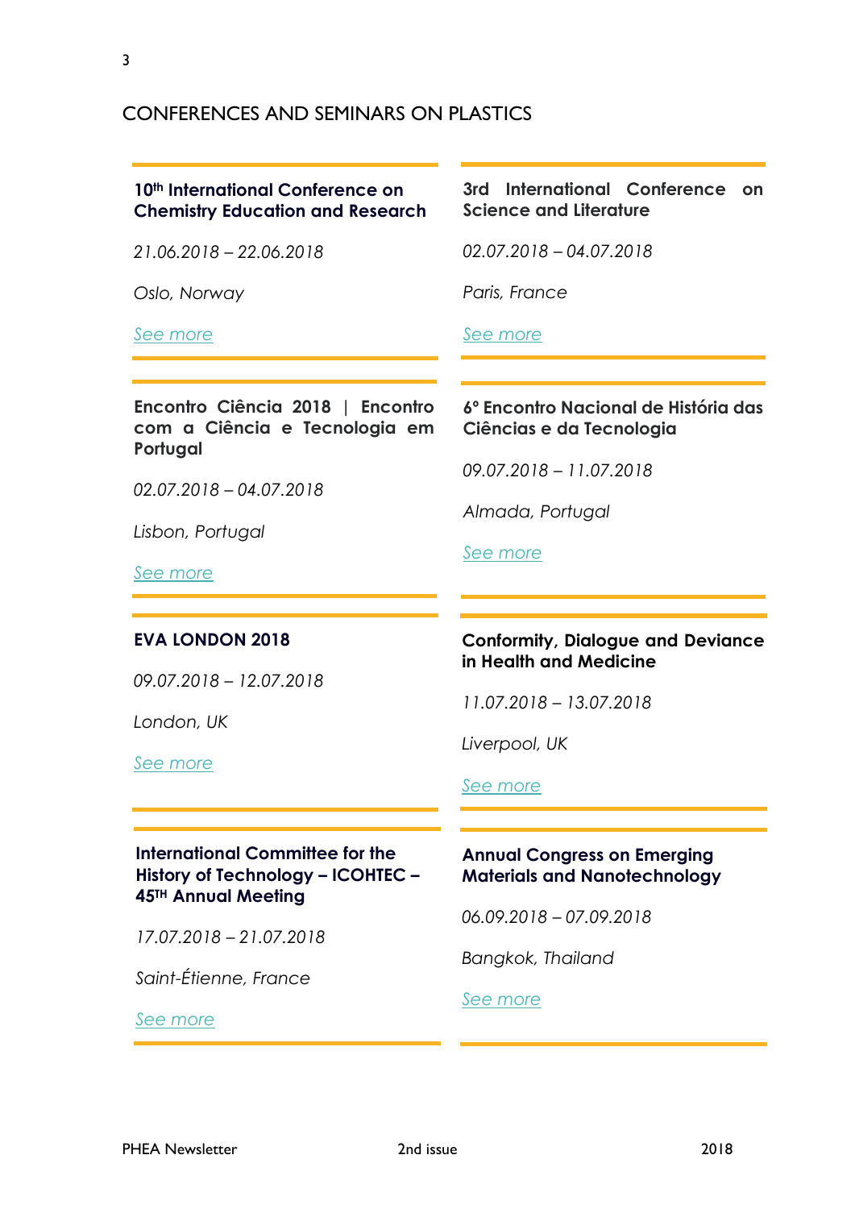## CONFERENCES AND SEMINARS ON PLASTICS

**10th International Conference on Chemistry Education and Research**

*21.06.2018 – 22.06.2018*

*Oslo, Norway*

*See more*

**3rd International Conference on Science and Literature**

*02.07.2018 – 04.07.2018*

*Paris, France*

*See more*

**Encontro Ciência 2018 | Encontro com a Ciência e Tecnologia em Portugal**

*02.07.2018 – 04.07.2018*

*Lisbon, Portugal*

*See more*

**6° Encontro Nacional de História das Ciências e da Tecnologia**

*09.07.2018 – 11.07.2018*

*Almada, Portugal*

*See more*

**EVA LONDON 2018**

*09.07.2018 – 12.07.2018*

*London, UK*

*See more*

**Conformity, Dialogue and Deviance in Health and Medicine**

*11.07.2018 – 13.07.2018*

*Liverpool, UK*

*See more*

**International Committee for the History of Technology – ICOHTEC – 45TH Annual Meeting**

*17.07.2018 – 21.07.2018*

*Saint-Étienne, France*

*See more*

**Annual Congress on Emerging Materials and Nanotechnology**

*06.09.2018 – 07.09.2018*

*Bangkok, Thailand*

*See more*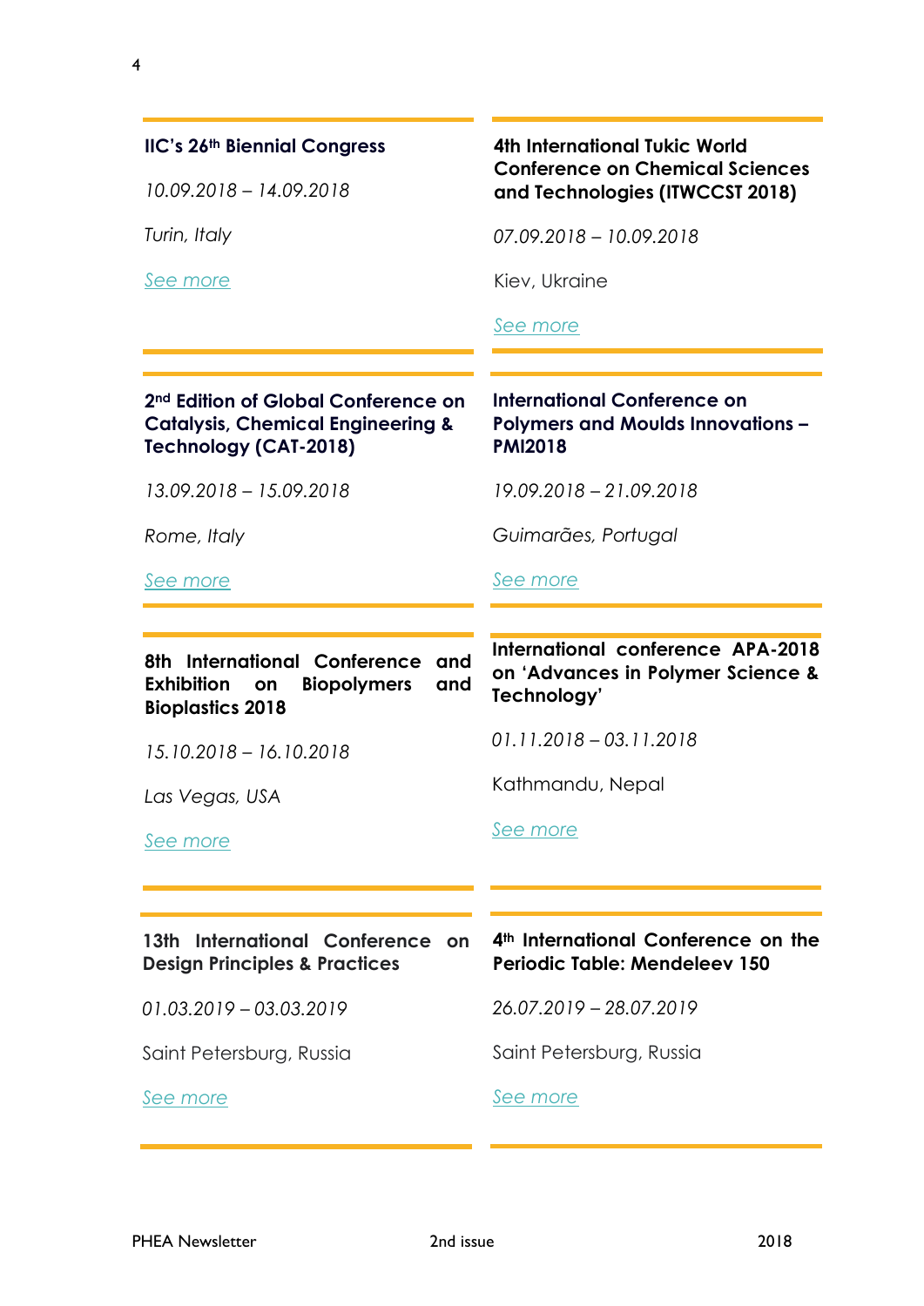**IIC's 26th Biennial Congress**

*10.09.2018 – 14.09.2018*

*Turin, Italy*

*See more*

**4th International Tukic World Conference on Chemical Sciences and Technologies (ITWCCST 2018)**

*07.09.2018 – 10.09.2018*

Kiev, Ukraine

*See more*

**2nd Edition of Global Conference on Catalysis, Chemical Engineering & Technology (CAT-2018)**

*13.09.2018 – 15.09.2018*

*Rome, Italy*

*See more*

**International Conference on Polymers and Moulds Innovations – PMI2018**

*19.09.2018 – 21.09.2018*

*Guimarães, Portugal*

*See more*

**8th International Conference and Exhibition on Biopolymers and Bioplastics 2018**

*15.10.2018 – 16.10.2018*

*Las Vegas, USA*

*See more*

**International conference APA-2018 on 'Advances in Polymer Science & Technology'**

*01.11.2018 – 03.11.2018*

Kathmandu, Nepal

*See more*

**13th International Conference on Design Principles & Practices**

*01.03.2019 – 03.03.2019*

Saint Petersburg, Russia

*See more*

**4th International Conference on the Periodic Table: Mendeleev 150**

*26.07.2019 – 28.07.2019*

Saint Petersburg, Russia

*See more*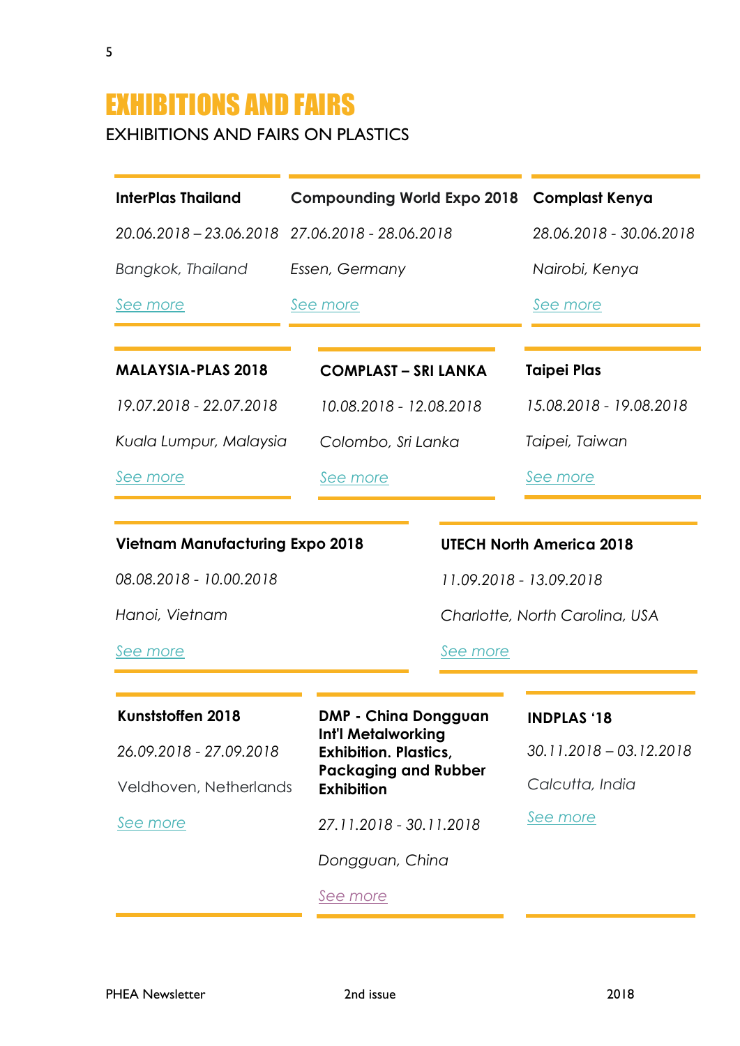# EXHIBITIONS AND FAIRS

EXHIBITIONS AND FAIRS ON PLASTICS

**InterPlas Thailand**

*20.06.2018 – 23.06.2018*

*Bangkok, Thailand*

See more

**Compounding World Expo 2018**

*27.06.2018 - 28.06.2018*

*Essen, Germany*

See more

**Complast Kenya**

*28.06.2018 - 30.06.2018*

*Nairobi, Kenya*

See more

**MALAYSIA-PLAS 2018**

*19.07.2018 - 22.07.2018*

*Kuala Lumpur, Malaysia*

See more

**COMPLAST – SRI LANKA**

*10.08.2018 - 12.08.2018*

*Colombo, Sri Lanka*

See more

**Taipei Plas**

*15.08.2018 - 19.08.2018*

*Taipei, Taiwan*

See more

**Vietnam Manufacturing Expo 2018**

*08.08.2018 - 10.00.2018*

*Hanoi, Vietnam*

See more

**UTECH North America 2018**

*11.09.2018 - 13.09.2018*

*Charlotte, North Carolina, USA*

See more

**Kunststoffen 2018**

*26.09.2018 - 27.09.2018*

Veldhoven, Netherlands

See more

**DMP - China Dongguan Int'l Metalworking Exhibition. Plastics, Packaging and Rubber Exhibition**

*27.11.2018 - 30.11.2018*

*Dongguan, China*

See more

**INDPLAS '18**

*30.11.2018 – 03.12.2018*

*Calcutta, India*

See more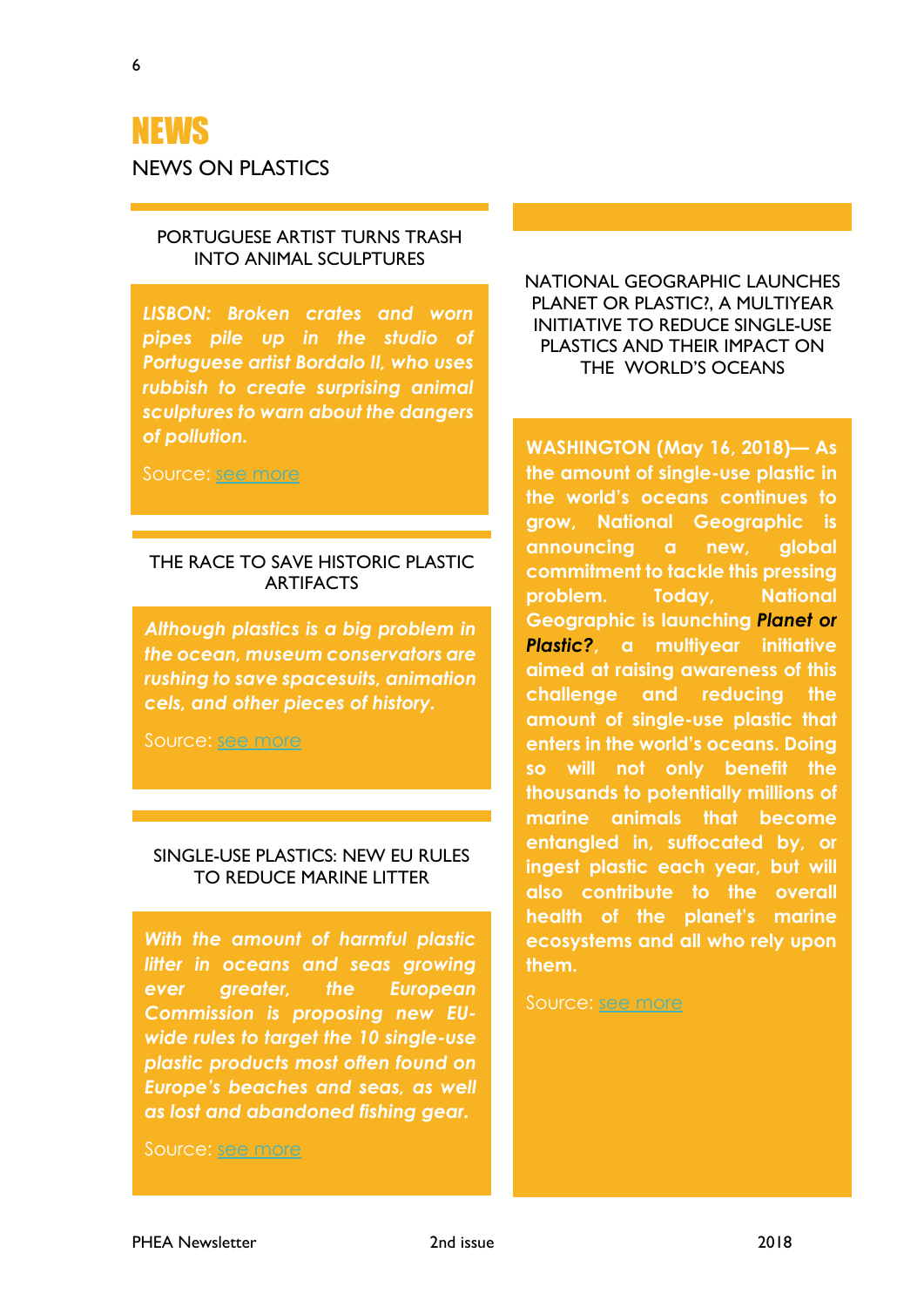# NEWS

NEWS ON PLASTICS

## PORTUGUESE ARTIST TURNS TRASH INTO ANIMAL SCULPTURES

***LISBON:** Broken crates and worn pipes pile up in the studio of Portuguese artist Bordalo II, who uses rubbish to create surprising animal sculptures to warn about the dangers of pollution.*

Source: see more

## THE RACE TO SAVE HISTORIC PLASTIC ARTIFACTS

*Although plastics is a big problem in the ocean, museum conservators are rushing to save spacesuits, animation cels, and other pieces of history.*

Source: see more

## SINGLE-USE PLASTICS: NEW EU RULES TO REDUCE MARINE LITTER

*With the amount of harmful plastic litter in oceans and seas growing ever greater, the European Commission is proposing new EU-wide rules to target the 10 single-use plastic products most often found on Europe's beaches and seas, as well as lost and abandoned fishing gear.*

Source: see more

## NATIONAL GEOGRAPHIC LAUNCHES PLANET OR PLASTIC?, A MULTIYEAR INITIATIVE TO REDUCE SINGLE-USE PLASTICS AND THEIR IMPACT ON THE WORLD'S OCEANS

**WASHINGTON (May 16, 2018)— As the amount of single-use plastic in the world's oceans continues to grow, National Geographic is announcing a new, global commitment to tackle this pressing problem. Today, National Geographic is launching *Planet or Plastic?*, a multiyear initiative aimed at raising awareness of this challenge and reducing the amount of single-use plastic that enters in the world's oceans. Doing so will not only benefit the thousands to potentially millions of marine animals that become entangled in, suffocated by, or ingest plastic each year, but will also contribute to the overall health of the planet's marine ecosystems and all who rely upon them.**

Source: see more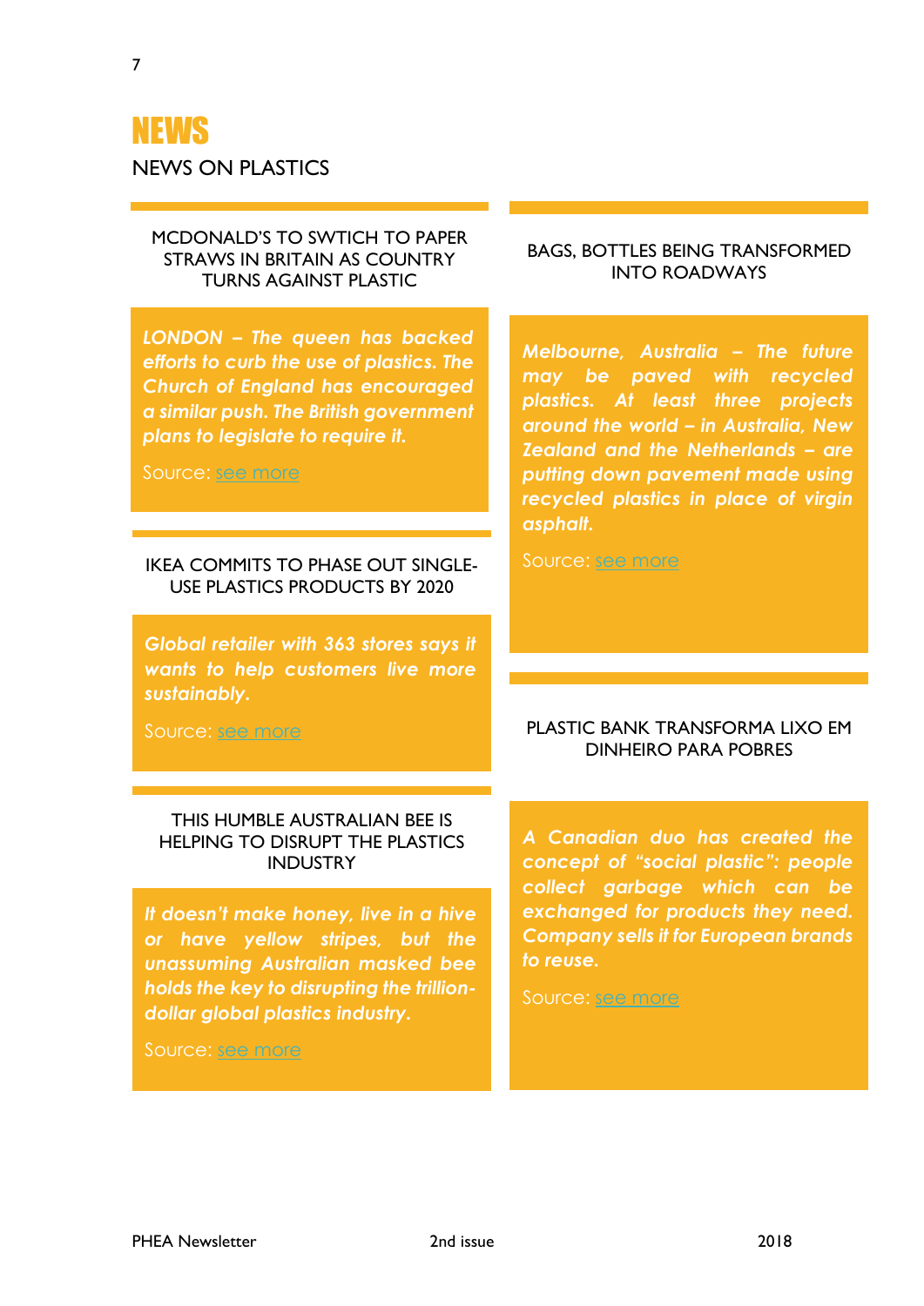# NEWS

NEWS ON PLASTICS

### MCDONALD'S TO SWTICH TO PAPER STRAWS IN BRITAIN AS COUNTRY TURNS AGAINST PLASTIC

***LONDON – The queen has backed efforts to curb the use of plastics. The Church of England has encouraged a similar push. The British government plans to legislate to require it.***

Source: see more

### IKEA COMMITS TO PHASE OUT SINGLE-USE PLASTICS PRODUCTS BY 2020

***Global retailer with 363 stores says it wants to help customers live more sustainably.***

Source: see more

### THIS HUMBLE AUSTRALIAN BEE IS HELPING TO DISRUPT THE PLASTICS INDUSTRY

***It doesn't make honey, live in a hive or have yellow stripes, but the unassuming Australian masked bee holds the key to disrupting the trillion-dollar global plastics industry.***

Source: see more

### BAGS, BOTTLES BEING TRANSFORMED INTO ROADWAYS

***Melbourne, Australia – The future may be paved with recycled plastics. At least three projects around the world – in Australia, New Zealand and the Netherlands – are putting down pavement made using recycled plastics in place of virgin asphalt.***

Source: see more

### PLASTIC BANK TRANSFORMA LIXO EM DINHEIRO PARA POBRES

***A Canadian duo has created the concept of "social plastic": people collect garbage which can be exchanged for products they need. Company sells it for European brands to reuse.***

Source: see more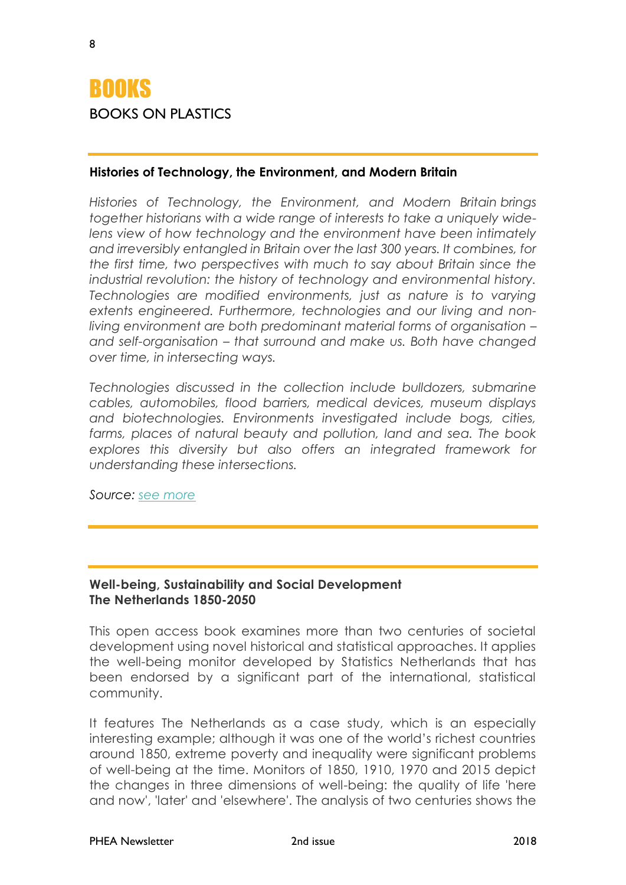# BOOKS

## BOOKS ON PLASTICS

---

### Histories of Technology, the Environment, and Modern Britain

*Histories of Technology, the Environment, and Modern Britain brings together historians with a wide range of interests to take a uniquely wide-lens view of how technology and the environment have been intimately and irreversibly entangled in Britain over the last 300 years. It combines, for the first time, two perspectives with much to say about Britain since the industrial revolution: the history of technology and environmental history. Technologies are modified environments, just as nature is to varying extents engineered. Furthermore, technologies and our living and non-living environment are both predominant material forms of organisation – and self-organisation – that surround and make us. Both have changed over time, in intersecting ways.*

*Technologies discussed in the collection include bulldozers, submarine cables, automobiles, flood barriers, medical devices, museum displays and biotechnologies. Environments investigated include bogs, cities, farms, places of natural beauty and pollution, land and sea. The book explores this diversity but also offers an integrated framework for understanding these intersections.*

*Source: see more*

---

### Well-being, Sustainability and Social Development
### The Netherlands 1850-2050

This open access book examines more than two centuries of societal development using novel historical and statistical approaches. It applies the well-being monitor developed by Statistics Netherlands that has been endorsed by a significant part of the international, statistical community.

It features The Netherlands as a case study, which is an especially interesting example; although it was one of the world's richest countries around 1850, extreme poverty and inequality were significant problems of well-being at the time. Monitors of 1850, 1910, 1970 and 2015 depict the changes in three dimensions of well-being: the quality of life 'here and now', 'later' and 'elsewhere'. The analysis of two centuries shows the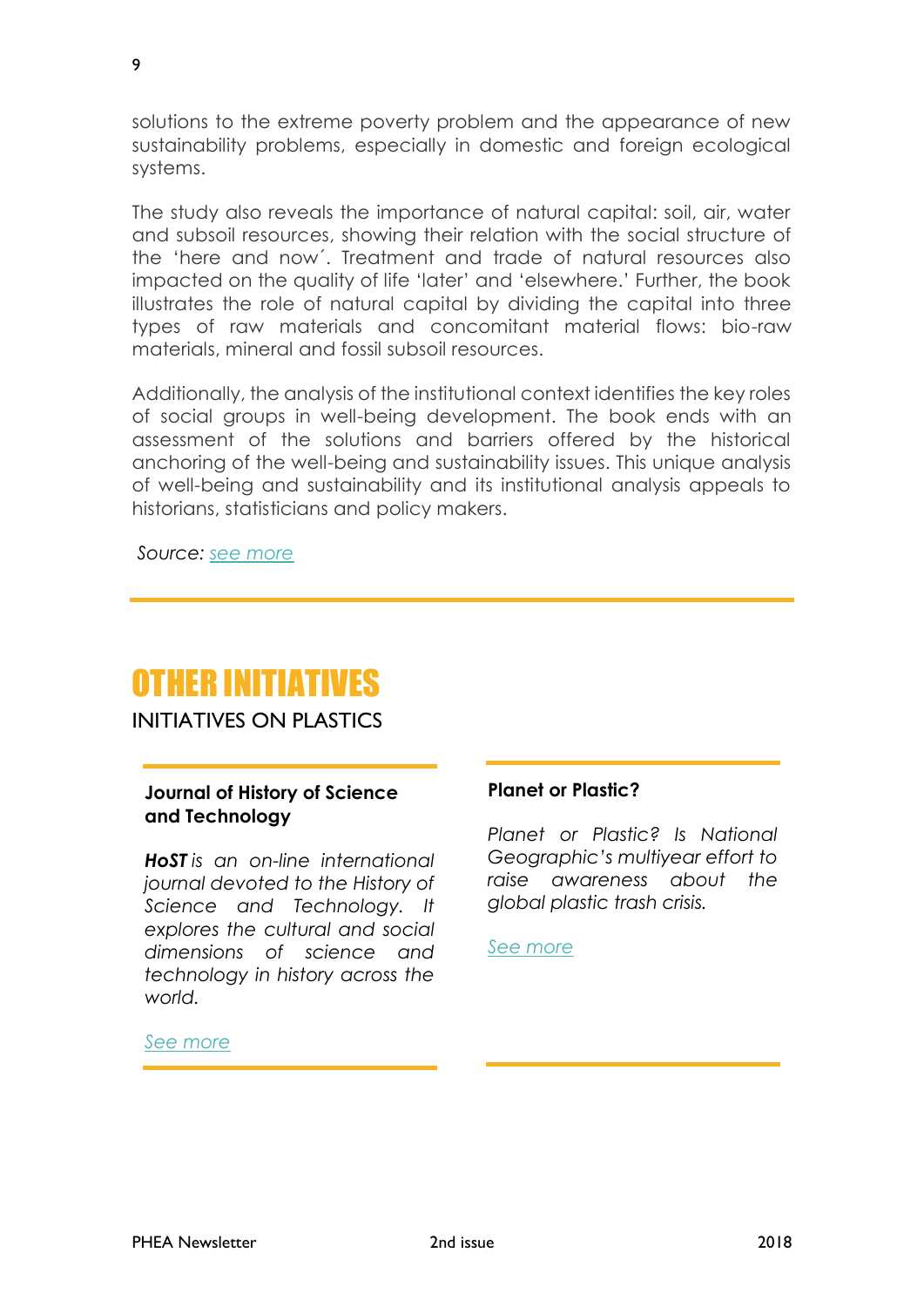solutions to the extreme poverty problem and the appearance of new sustainability problems, especially in domestic and foreign ecological systems.

The study also reveals the importance of natural capital: soil, air, water and subsoil resources, showing their relation with the social structure of the 'here and now´. Treatment and trade of natural resources also impacted on the quality of life 'later' and 'elsewhere.' Further, the book illustrates the role of natural capital by dividing the capital into three types of raw materials and concomitant material flows: bio-raw materials, mineral and fossil subsoil resources.

Additionally, the analysis of the institutional context identifies the key roles of social groups in well-being development. The book ends with an assessment of the solutions and barriers offered by the historical anchoring of the well-being and sustainability issues. This unique analysis of well-being and sustainability and its institutional analysis appeals to historians, statisticians and policy makers.

*Source:* see more

# OTHER INITIATIVES

## INITIATIVES ON PLASTICS

### Journal of History of Science and Technology

***HoST*** *is an on-line international journal devoted to the History of Science and Technology. It explores the cultural and social dimensions of science and technology in history across the world.*

See more

### Planet or Plastic?

*Planet or Plastic? Is National Geographic's multiyear effort to raise awareness about the global plastic trash crisis.*

See more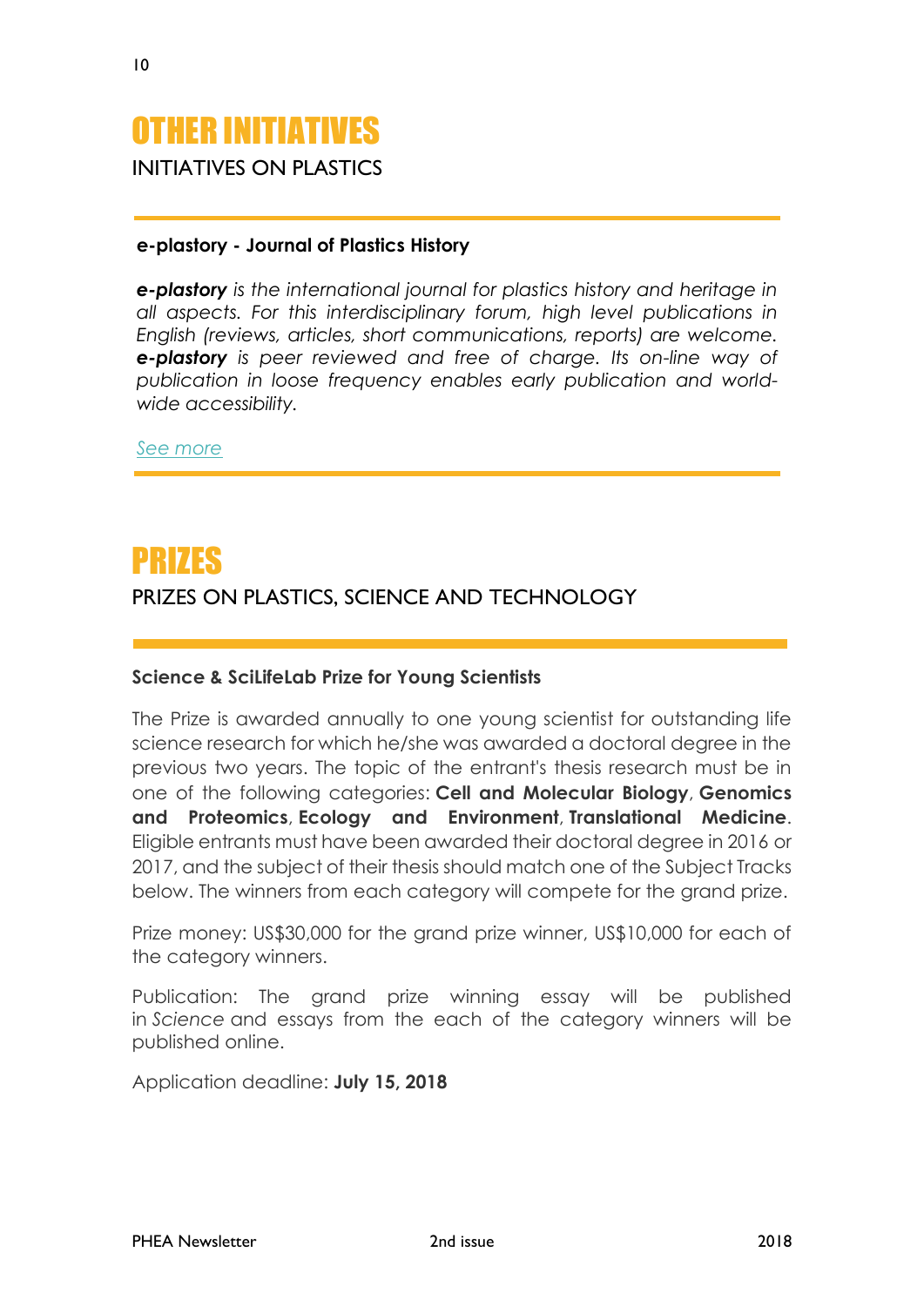# OTHER INITIATIVES

INITIATIVES ON PLASTICS

### e-plastory - Journal of Plastics History

***e-plastory*** *is the international journal for plastics history and heritage in all aspects. For this interdisciplinary forum, high level publications in English (reviews, articles, short communications, reports) are welcome.* ***e-plastory*** *is peer reviewed and free of charge. Its on-line way of publication in loose frequency enables early publication and world-wide accessibility.*

*See more*

# PRIZES

PRIZES ON PLASTICS, SCIENCE AND TECHNOLOGY

### Science & SciLifeLab Prize for Young Scientists

The Prize is awarded annually to one young scientist for outstanding life science research for which he/she was awarded a doctoral degree in the previous two years. The topic of the entrant's thesis research must be in one of the following categories: **Cell and Molecular Biology**, **Genomics and Proteomics**, **Ecology and Environment**, **Translational Medicine**. Eligible entrants must have been awarded their doctoral degree in 2016 or 2017, and the subject of their thesis should match one of the Subject Tracks below. The winners from each category will compete for the grand prize.

Prize money: US$30,000 for the grand prize winner, US$10,000 for each of the category winners.

Publication: The grand prize winning essay will be published in *Science* and essays from the each of the category winners will be published online.

Application deadline: **July 15, 2018**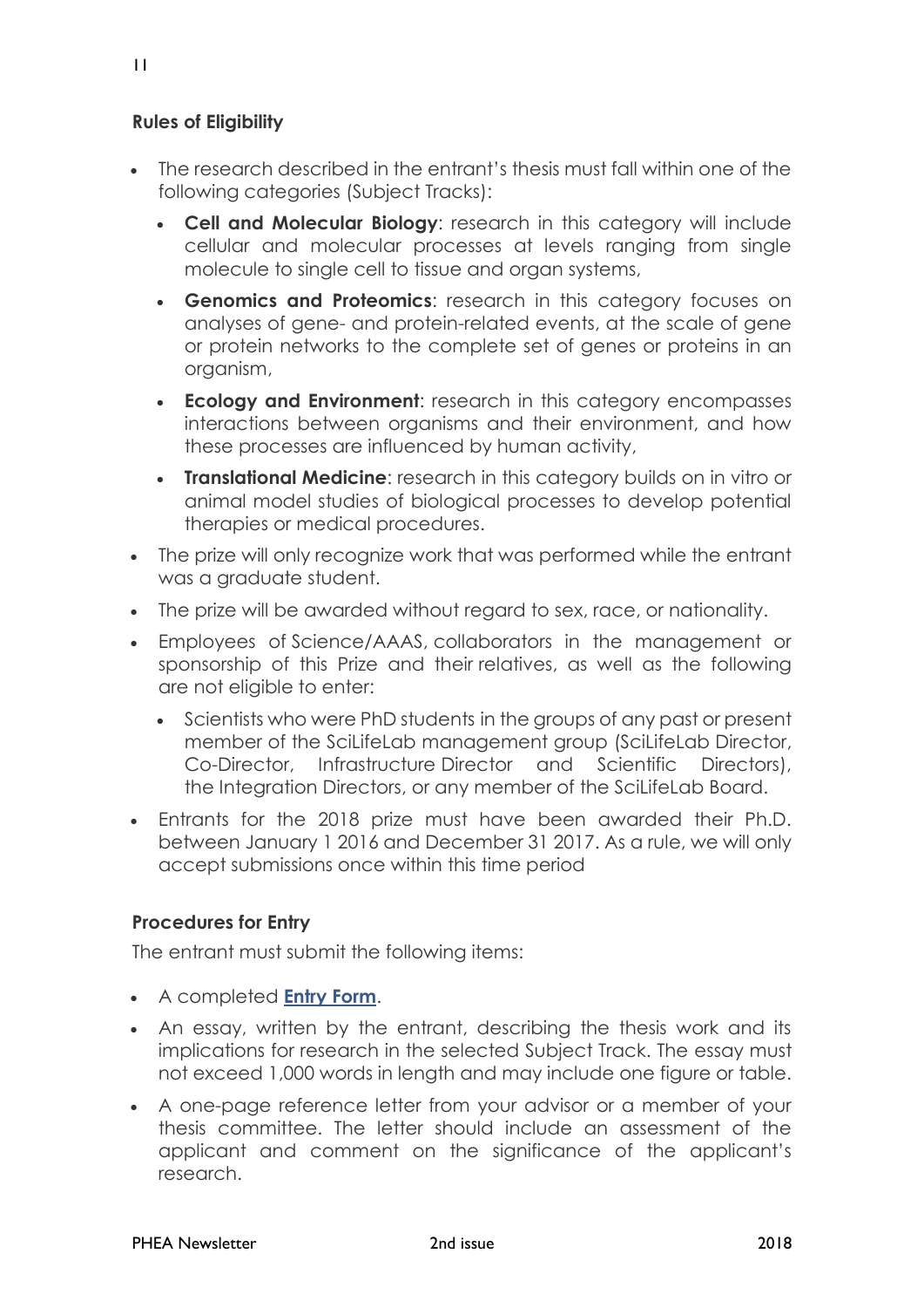### Rules of Eligibility

- The research described in the entrant's thesis must fall within one of the following categories (Subject Tracks):
  - **Cell and Molecular Biology**: research in this category will include cellular and molecular processes at levels ranging from single molecule to single cell to tissue and organ systems,
  - **Genomics and Proteomics**: research in this category focuses on analyses of gene- and protein-related events, at the scale of gene or protein networks to the complete set of genes or proteins in an organism,
  - **Ecology and Environment**: research in this category encompasses interactions between organisms and their environment, and how these processes are influenced by human activity,
  - **Translational Medicine**: research in this category builds on in vitro or animal model studies of biological processes to develop potential therapies or medical procedures.
- The prize will only recognize work that was performed while the entrant was a graduate student.
- The prize will be awarded without regard to sex, race, or nationality.
- Employees of Science/AAAS, collaborators in the management or sponsorship of this Prize and their relatives, as well as the following are not eligible to enter:
  - Scientists who were PhD students in the groups of any past or present member of the SciLifeLab management group (SciLifeLab Director, Co-Director, Infrastructure Director and Scientific Directors), the Integration Directors, or any member of the SciLifeLab Board.
- Entrants for the 2018 prize must have been awarded their Ph.D. between January 1 2016 and December 31 2017. As a rule, we will only accept submissions once within this time period

### Procedures for Entry

The entrant must submit the following items:

- A completed **Entry Form**.
- An essay, written by the entrant, describing the thesis work and its implications for research in the selected Subject Track. The essay must not exceed 1,000 words in length and may include one figure or table.
- A one-page reference letter from your advisor or a member of your thesis committee. The letter should include an assessment of the applicant and comment on the significance of the applicant's research.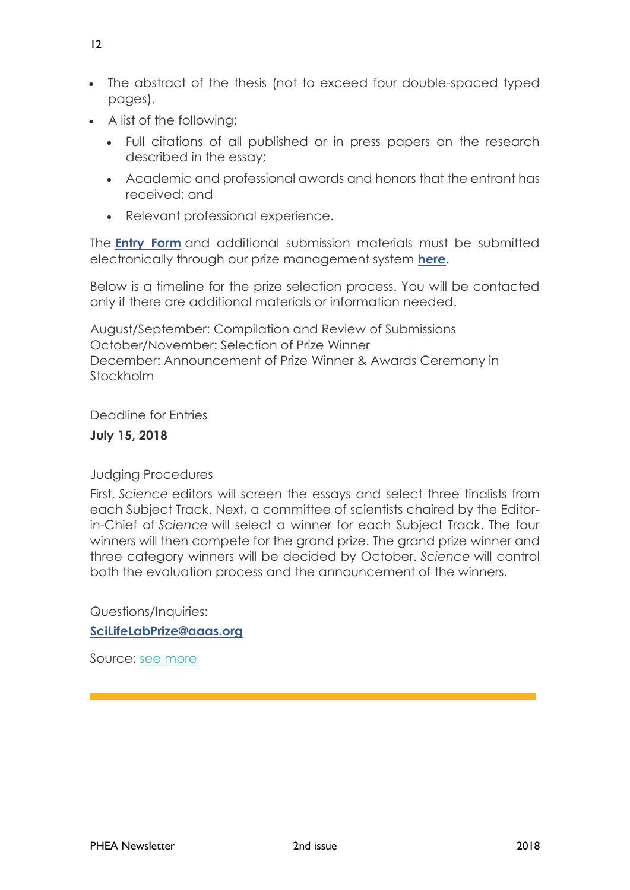- The abstract of the thesis (not to exceed four double-spaced typed pages).
- A list of the following:
  - Full citations of all published or in press papers on the research described in the essay;
  - Academic and professional awards and honors that the entrant has received; and
  - Relevant professional experience.

The **Entry Form** and additional submission materials must be submitted electronically through our prize management system **here**.

Below is a timeline for the prize selection process. You will be contacted only if there are additional materials or information needed.

August/September: Compilation and Review of Submissions
October/November: Selection of Prize Winner
December: Announcement of Prize Winner & Awards Ceremony in Stockholm

Deadline for Entries

**July 15, 2018**

Judging Procedures

First, *Science* editors will screen the essays and select three finalists from each Subject Track. Next, a committee of scientists chaired by the Editor-in-Chief of *Science* will select a winner for each Subject Track. The four winners will then compete for the grand prize. The grand prize winner and three category winners will be decided by October. *Science* will control both the evaluation process and the announcement of the winners.

Questions/Inquiries:

**SciLifeLabPrize@aaas.org**

Source: see more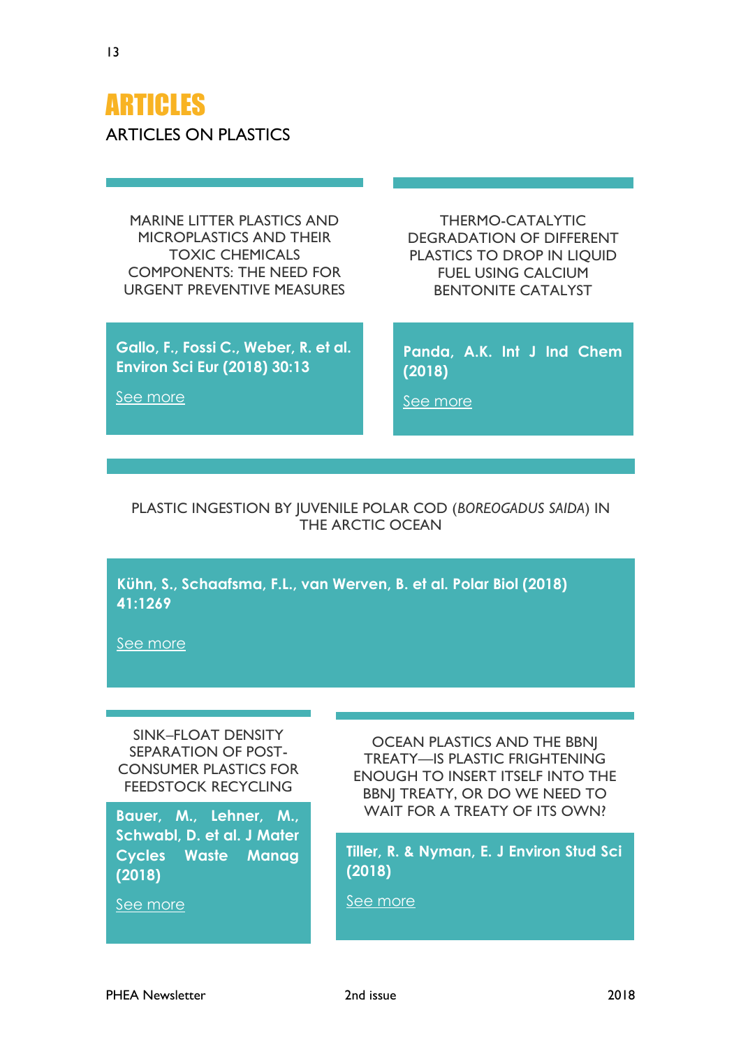# ARTICLES

ARTICLES ON PLASTICS

### MARINE LITTER PLASTICS AND MICROPLASTICS AND THEIR TOXIC CHEMICALS COMPONENTS: THE NEED FOR URGENT PREVENTIVE MEASURES

**Gallo, F., Fossi C., Weber, R. et al. Environ Sci Eur (2018) 30:13**

See more

### THERMO-CATALYTIC DEGRADATION OF DIFFERENT PLASTICS TO DROP IN LIQUID FUEL USING CALCIUM BENTONITE CATALYST

**Panda, A.K. Int J Ind Chem (2018)**

See more

### PLASTIC INGESTION BY JUVENILE POLAR COD (*BOREOGADUS SAIDA*) IN THE ARCTIC OCEAN

**Kühn, S., Schaafsma, F.L., van Werven, B. et al. Polar Biol (2018) 41:1269**

See more

### SINK–FLOAT DENSITY SEPARATION OF POST-CONSUMER PLASTICS FOR FEEDSTOCK RECYCLING

**Bauer, M., Lehner, M., Schwabl, D. et al. J Mater Cycles Waste Manag (2018)**

See more

### OCEAN PLASTICS AND THE BBNJ TREATY—IS PLASTIC FRIGHTENING ENOUGH TO INSERT ITSELF INTO THE BBNJ TREATY, OR DO WE NEED TO WAIT FOR A TREATY OF ITS OWN?

**Tiller, R. & Nyman, E. J Environ Stud Sci (2018)**

See more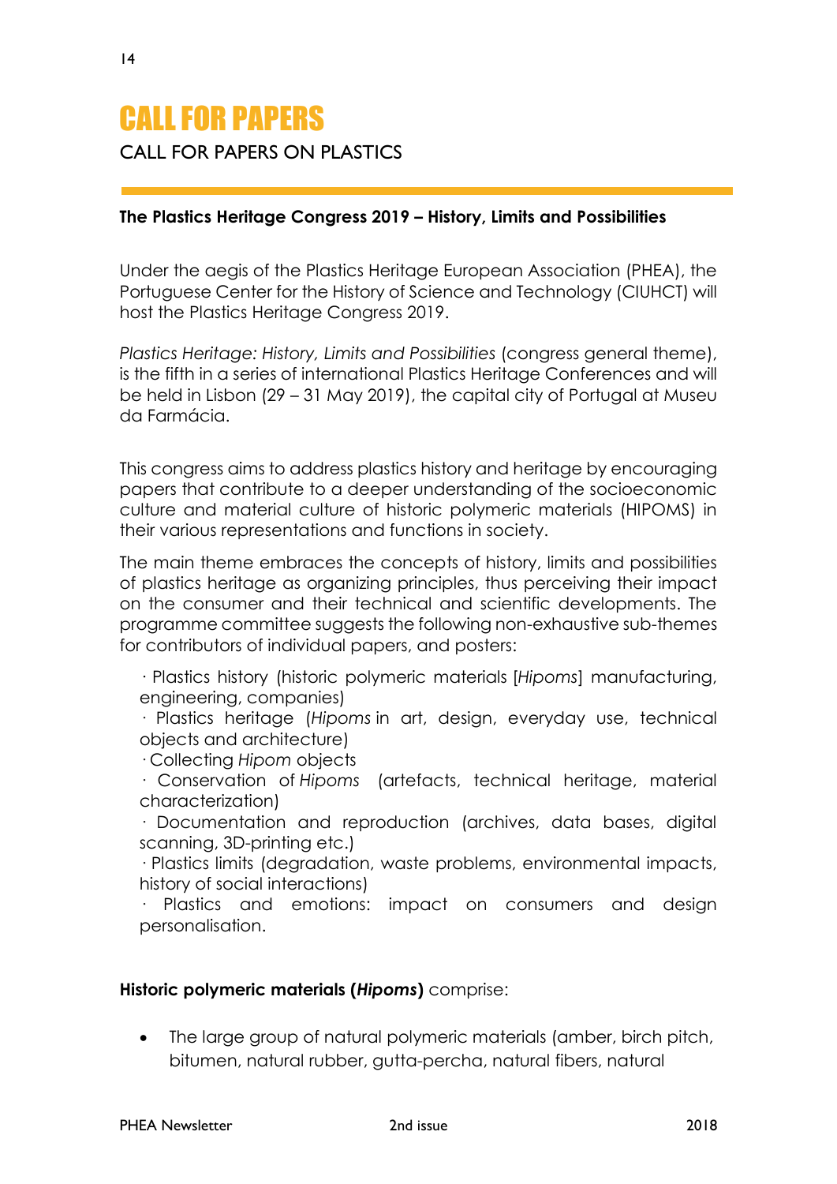# CALL FOR PAPERS

CALL FOR PAPERS ON PLASTICS

**The Plastics Heritage Congress 2019 – History, Limits and Possibilities**

Under the aegis of the Plastics Heritage European Association (PHEA), the Portuguese Center for the History of Science and Technology (CIUHCT) will host the Plastics Heritage Congress 2019.

*Plastics Heritage: History, Limits and Possibilities* (congress general theme), is the fifth in a series of international Plastics Heritage Conferences and will be held in Lisbon (29 – 31 May 2019), the capital city of Portugal at Museu da Farmácia.

This congress aims to address plastics history and heritage by encouraging papers that contribute to a deeper understanding of the socioeconomic culture and material culture of historic polymeric materials (HIPOMS) in their various representations and functions in society.

The main theme embraces the concepts of history, limits and possibilities of plastics heritage as organizing principles, thus perceiving their impact on the consumer and their technical and scientific developments. The programme committee suggests the following non-exhaustive sub-themes for contributors of individual papers, and posters:

· Plastics history (historic polymeric materials [*Hipoms*] manufacturing, engineering, companies)
· Plastics heritage (*Hipoms* in art, design, everyday use, technical objects and architecture)
· Collecting *Hipom* objects
· Conservation of *Hipoms* (artefacts, technical heritage, material characterization)
· Documentation and reproduction (archives, data bases, digital scanning, 3D-printing etc.)
· Plastics limits (degradation, waste problems, environmental impacts, history of social interactions)
· Plastics and emotions: impact on consumers and design personalisation.

**Historic polymeric materials (*Hipoms*)** comprise:

- The large group of natural polymeric materials (amber, birch pitch, bitumen, natural rubber, gutta-percha, natural fibers, natural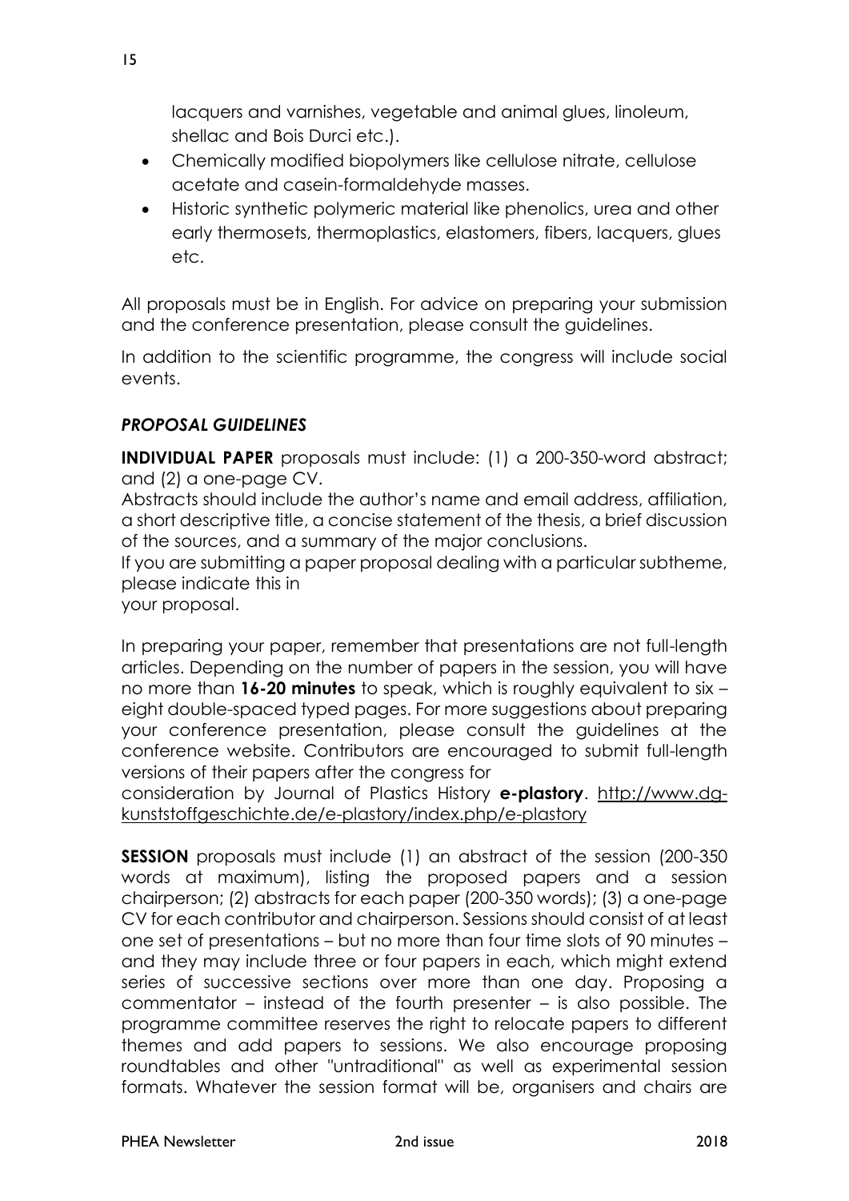lacquers and varnishes, vegetable and animal glues, linoleum, shellac and Bois Durci etc.).

- Chemically modified biopolymers like cellulose nitrate, cellulose acetate and casein-formaldehyde masses.
- Historic synthetic polymeric material like phenolics, urea and other early thermosets, thermoplastics, elastomers, fibers, lacquers, glues etc.

All proposals must be in English. For advice on preparing your submission and the conference presentation, please consult the guidelines.

In addition to the scientific programme, the congress will include social events.

### *PROPOSAL GUIDELINES*

**INDIVIDUAL PAPER** proposals must include: (1) a 200-350-word abstract; and (2) a one-page CV.
Abstracts should include the author's name and email address, affiliation, a short descriptive title, a concise statement of the thesis, a brief discussion of the sources, and a summary of the major conclusions.
If you are submitting a paper proposal dealing with a particular subtheme, please indicate this in
your proposal.

In preparing your paper, remember that presentations are not full-length articles. Depending on the number of papers in the session, you will have no more than **16-20 minutes** to speak, which is roughly equivalent to six – eight double-spaced typed pages. For more suggestions about preparing your conference presentation, please consult the guidelines at the conference website. Contributors are encouraged to submit full-length versions of their papers after the congress for
consideration by Journal of Plastics History **e-plastory**. http://www.dg-kunststoffgeschichte.de/e-plastory/index.php/e-plastory

**SESSION** proposals must include (1) an abstract of the session (200-350 words at maximum), listing the proposed papers and a session chairperson; (2) abstracts for each paper (200-350 words); (3) a one-page CV for each contributor and chairperson. Sessions should consist of at least one set of presentations – but no more than four time slots of 90 minutes – and they may include three or four papers in each, which might extend series of successive sections over more than one day. Proposing a commentator – instead of the fourth presenter – is also possible. The programme committee reserves the right to relocate papers to different themes and add papers to sessions. We also encourage proposing roundtables and other "untraditional" as well as experimental session formats. Whatever the session format will be, organisers and chairs are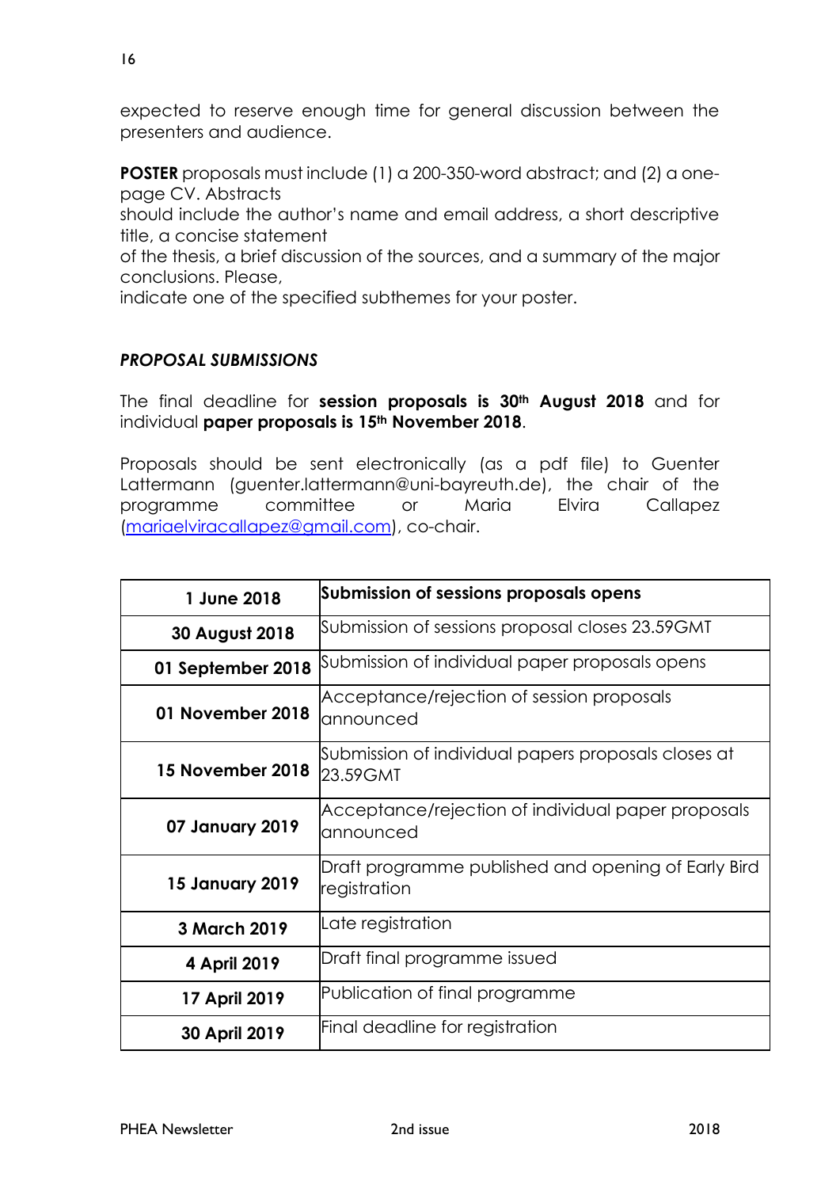expected to reserve enough time for general discussion between the presenters and audience.

**POSTER** proposals must include (1) a 200-350-word abstract; and (2) a one-page CV. Abstracts should include the author's name and email address, a short descriptive title, a concise statement of the thesis, a brief discussion of the sources, and a summary of the major conclusions. Please, indicate one of the specified subthemes for your poster.

### *PROPOSAL SUBMISSIONS*

The final deadline for **session proposals is 30th August 2018** and for individual **paper proposals is 15th November 2018**.

Proposals should be sent electronically (as a pdf file) to Guenter Lattermann (guenter.lattermann@uni-bayreuth.de), the chair of the programme committee or Maria Elvira Callapez (mariaelviracallapez@gmail.com), co-chair.

| **1 June 2018** | **Submission of sessions proposals opens** |
|---|---|
| **30 August 2018** | Submission of sessions proposal closes 23.59GMT |
| **01 September 2018** | Submission of individual paper proposals opens |
| **01 November 2018** | Acceptance/rejection of session proposals announced |
| **15 November 2018** | Submission of individual papers proposals closes at 23.59GMT |
| **07 January 2019** | Acceptance/rejection of individual paper proposals announced |
| **15 January 2019** | Draft programme published and opening of Early Bird registration |
| **3 March 2019** | Late registration |
| **4 April 2019** | Draft final programme issued |
| **17 April 2019** | Publication of final programme |
| **30 April 2019** | Final deadline for registration |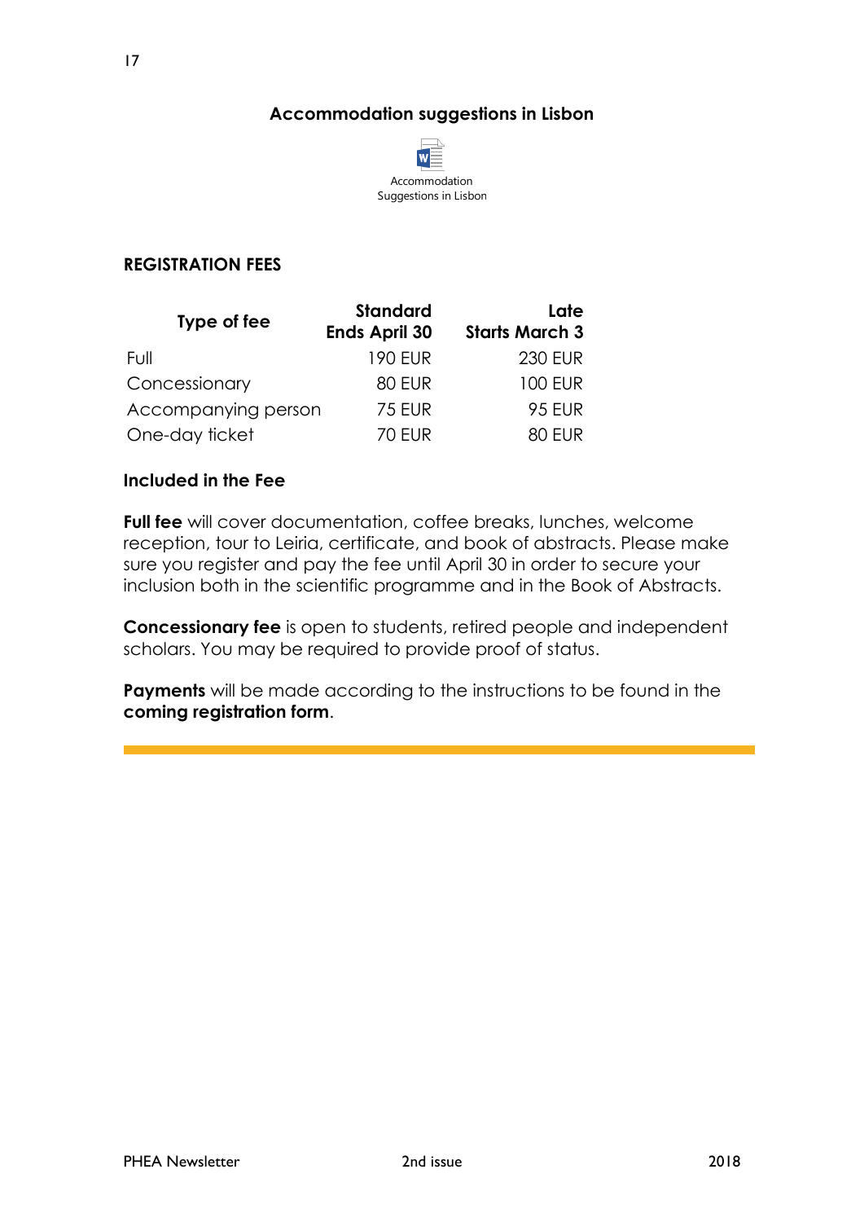## Accommodation suggestions in Lisbon

Accommodation Suggestions in Lisbon

### REGISTRATION FEES

| Type of fee | Standard Ends April 30 | Late Starts March 3 |
|---|---|---|
| Full | 190 EUR | 230 EUR |
| Concessionary | 80 EUR | 100 EUR |
| Accompanying person | 75 EUR | 95 EUR |
| One-day ticket | 70 EUR | 80 EUR |

### Included in the Fee

**Full fee** will cover documentation, coffee breaks, lunches, welcome reception, tour to Leiria, certificate, and book of abstracts. Please make sure you register and pay the fee until April 30 in order to secure your inclusion both in the scientific programme and in the Book of Abstracts.

**Concessionary fee** is open to students, retired people and independent scholars. You may be required to provide proof of status.

**Payments** will be made according to the instructions to be found in the **coming registration form**.